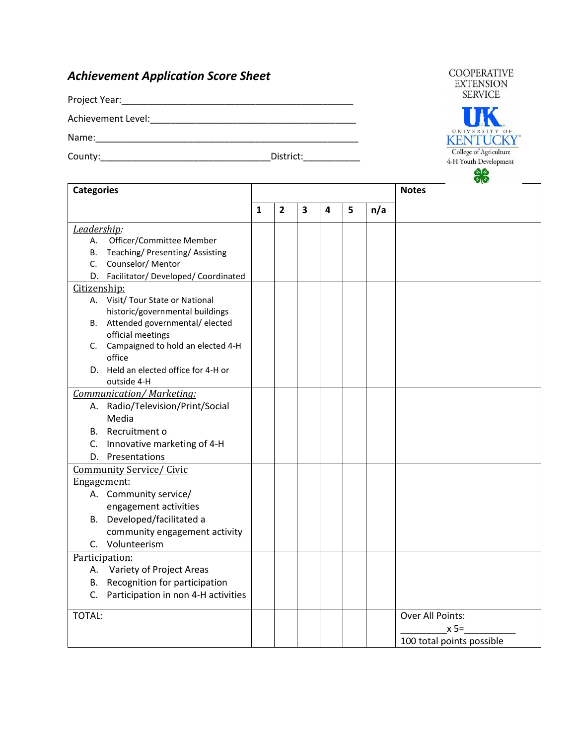## *Achievement Application Score Sheet*

Project Year:_____________________________________________

Achievement Level:_________________________________________

Name:___________________________________________________

County:__________________________________District:___________

COOPERATIVE EXTENSION SERVICE
UK
UNIVERSITY OF KENTUCKY
College of Agriculture
4-H Youth Development

| Categories | 1 | 2 | 3 | 4 | 5 | n/a | Notes |
|---|---|---|---|---|---|---|---|
| *Leadership:*<br>A. Officer/Committee Member<br>B. Teaching/ Presenting/ Assisting<br>C. Counselor/ Mentor<br>D. Facilitator/ Developed/ Coordinated | | | | | | | |
| Citizenship:<br>A. Visit/ Tour State or National historic/governmental buildings<br>B. Attended governmental/ elected official meetings<br>C. Campaigned to hold an elected 4-H office<br>D. Held an elected office for 4-H or outside 4-H | | | | | | | |
| *Communication/ Marketing:*<br>A. Radio/Television/Print/Social Media<br>B. Recruitment o<br>C. Innovative marketing of 4-H<br>D. Presentations | | | | | | | |
| Community Service/ Civic Engagement:<br>A. Community service/ engagement activities<br>B. Developed/facilitated a community engagement activity<br>C. Volunteerism | | | | | | | |
| Participation:<br>A. Variety of Project Areas<br>B. Recognition for participation<br>C. Participation in non 4-H activities | | | | | | | |
| TOTAL: | | | | | | | Over All Points:<br>_________x 5=__________<br>100 total points possible |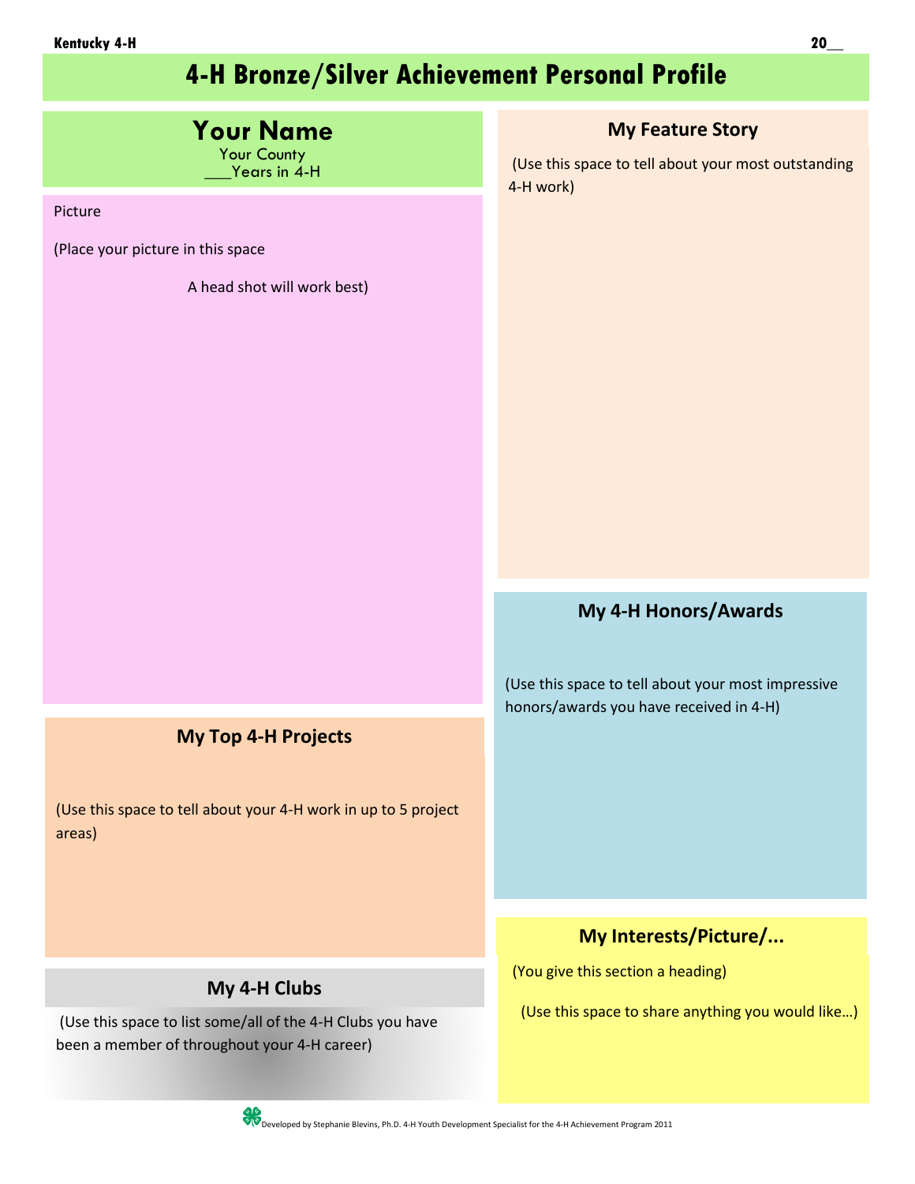Kentucky 4-H

20__

# 4-H Bronze/Silver Achievement Personal Profile

## Your Name

Your County

___Years in 4-H

Picture

(Place your picture in this space

A head shot will work best)

### My Top 4-H Projects

(Use this space to tell about your 4-H work in up to 5 project areas)

### My 4-H Clubs

(Use this space to list some/all of the 4-H Clubs you have been a member of throughout your 4-H career)

### My Feature Story

(Use this space to tell about your most outstanding 4-H work)

### My 4-H Honors/Awards

(Use this space to tell about your most impressive honors/awards you have received in 4-H)

### My Interests/Picture/...

(You give this section a heading)

(Use this space to share anything you would like…)

Developed by Stephanie Blevins, Ph.D. 4-H Youth Development Specialist for the 4-H Achievement Program 2011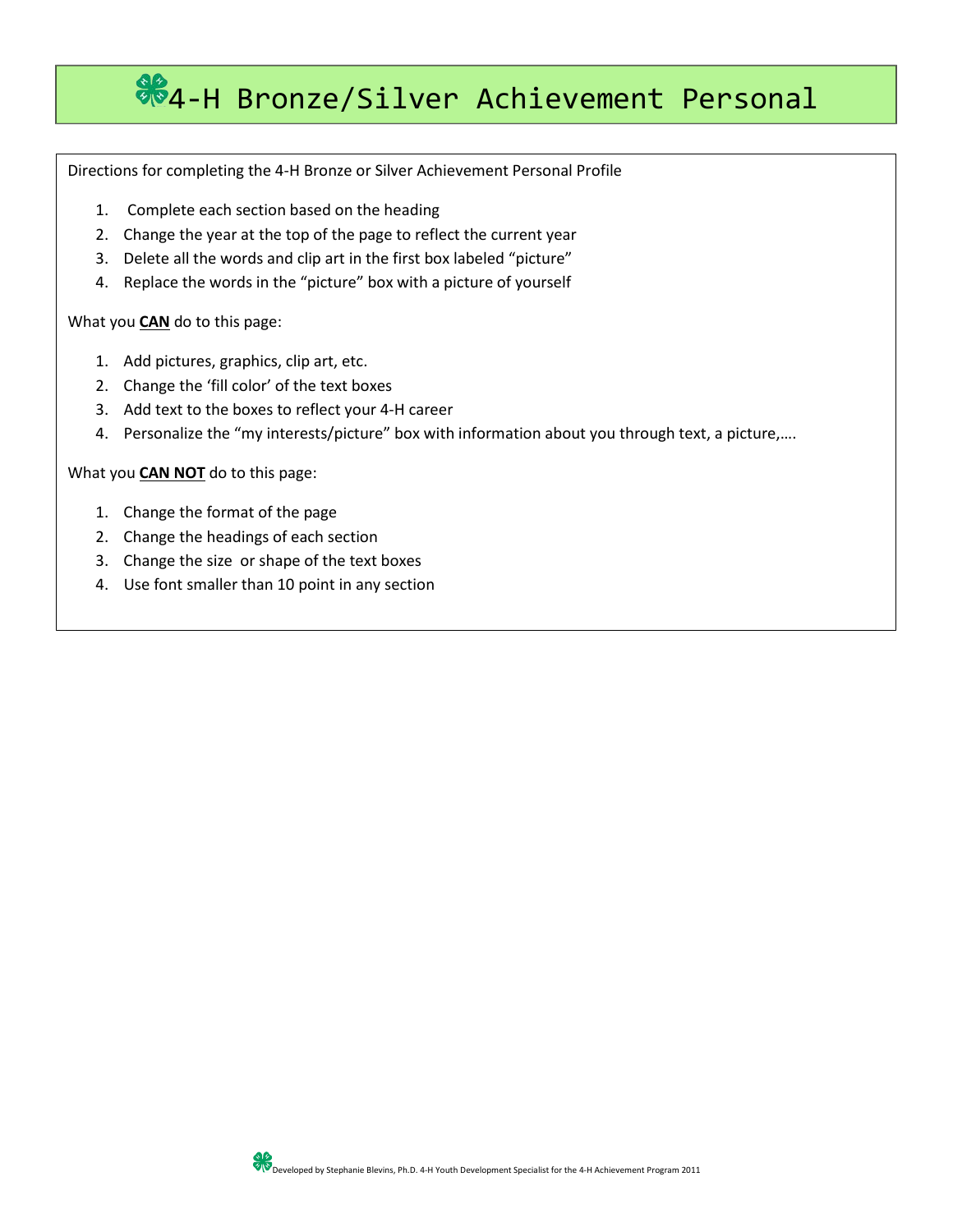# 4-H Bronze/Silver Achievement Personal

Directions for completing the 4-H Bronze or Silver Achievement Personal Profile

1. Complete each section based on the heading
2. Change the year at the top of the page to reflect the current year
3. Delete all the words and clip art in the first box labeled "picture"
4. Replace the words in the "picture" box with a picture of yourself

What you **CAN** do to this page:

1. Add pictures, graphics, clip art, etc.
2. Change the 'fill color' of the text boxes
3. Add text to the boxes to reflect your 4-H career
4. Personalize the "my interests/picture" box with information about you through text, a picture,….

What you **CAN NOT** do to this page:

1. Change the format of the page
2. Change the headings of each section
3. Change the size or shape of the text boxes
4. Use font smaller than 10 point in any section

Developed by Stephanie Blevins, Ph.D. 4-H Youth Development Specialist for the 4-H Achievement Program 2011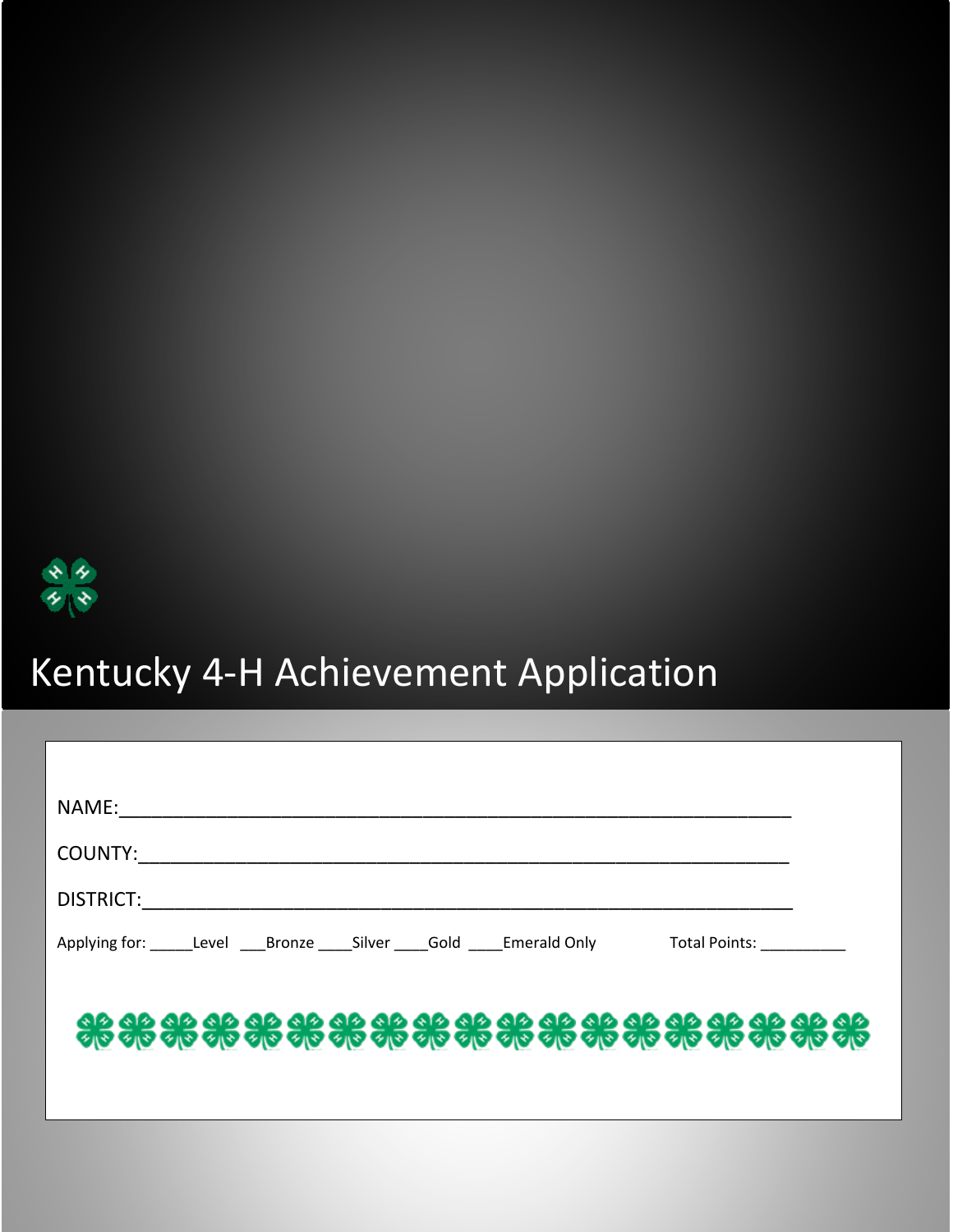# Kentucky 4-H Achievement Application

NAME:_______________________________________________________________

COUNTY:_____________________________________________________________

DISTRICT:____________________________________________________________

Applying for: _____Level ___Bronze ____Silver ____Gold ____Emerald Only Total Points: __________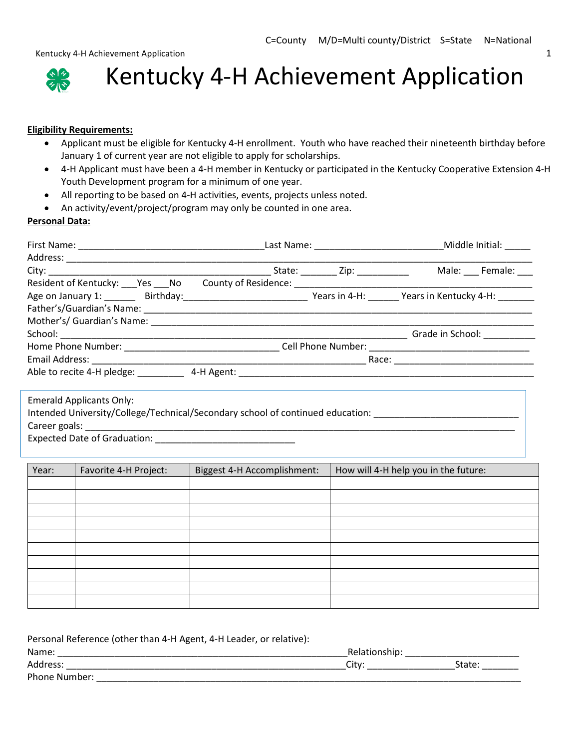C=County  M/D=Multi county/District  S=State  N=National

# Kentucky 4-H Achievement Application

**Eligibility Requirements:**

- Applicant must be eligible for Kentucky 4-H enrollment. Youth who have reached their nineteenth birthday before January 1 of current year are not eligible to apply for scholarships.
- 4-H Applicant must have been a 4-H member in Kentucky or participated in the Kentucky Cooperative Extension 4-H Youth Development program for a minimum of one year.
- All reporting to be based on 4-H activities, events, projects unless noted.
- An activity/event/project/program may only be counted in one area.

**Personal Data:**

First Name: ___________________________________Last Name: ________________________Middle Initial: _____
Address: ________________________________________________________________________________________
City: __________________________________________ State: _______ Zip: __________  Male: ___ Female: ___
Resident of Kentucky: ___Yes ___No  County of Residence: _____________________________________________
Age on January 1: ______ Birthday:_______________________ Years in 4-H: ______ Years in Kentucky 4-H: _______
Father's/Guardian's Name: _______________________________________________________________________
Mother's/ Guardian's Name: ______________________________________________________________________
School: _________________________________________________________________ Grade in School: __________
Home Phone Number: _____________________________ Cell Phone Number: _____________________________
Email Address: ____________________________________________________ Race: ___________________________
Able to recite 4-H pledge: _________ 4-H Agent: ______________________________________________________

Emerald Applicants Only:
Intended University/College/Technical/Secondary school of continued education: ___________________________
Career goals: ________________________________________________________________________________
Expected Date of Graduation: ___________________________

| Year: | Favorite 4-H Project: | Biggest 4-H Accomplishment: | How will 4-H help you in the future: |
|---|---|---|---|
| | | | |
| | | | |
| | | | |
| | | | |
| | | | |
| | | | |
| | | | |
| | | | |
| | | | |
| | | | |

Personal Reference (other than 4-H Agent, 4-H Leader, or relative):
Name: ______________________________________________________Relationship: _____________________
Address: ____________________________________________________City: ________________State: _______
Phone Number: _______________________________________________________________________________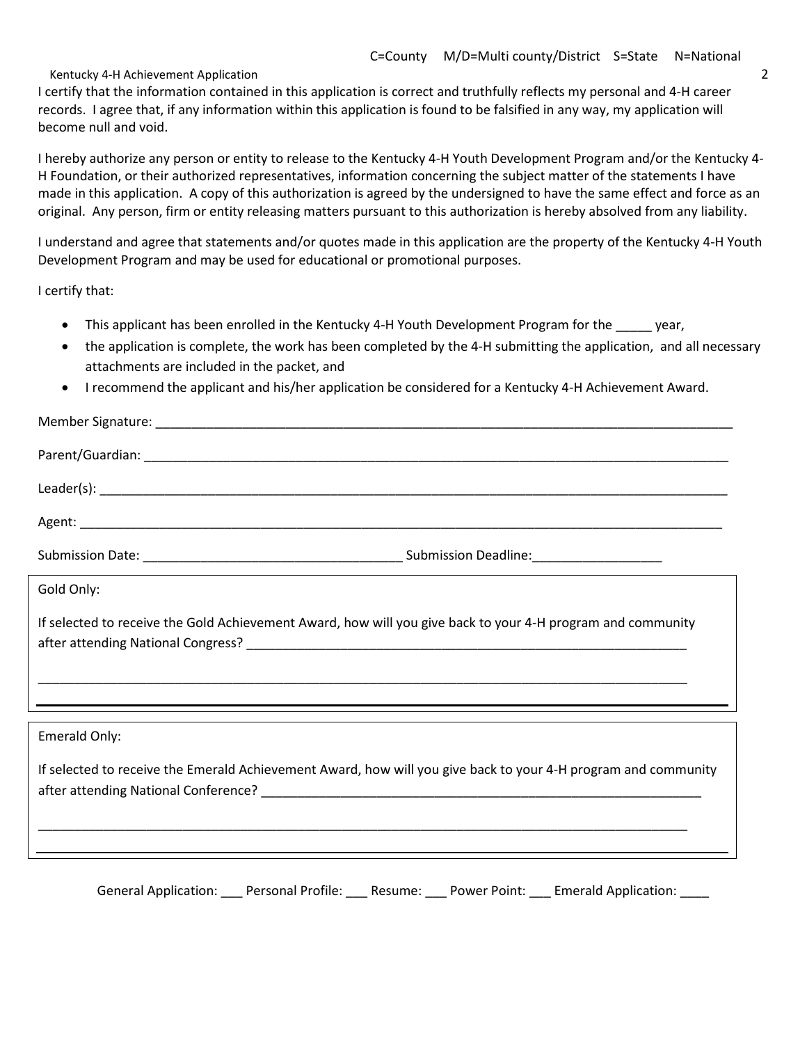C=County M/D=Multi county/District S=State N=National

I certify that the information contained in this application is correct and truthfully reflects my personal and 4-H career records. I agree that, if any information within this application is found to be falsified in any way, my application will become null and void.

I hereby authorize any person or entity to release to the Kentucky 4-H Youth Development Program and/or the Kentucky 4-H Foundation, or their authorized representatives, information concerning the subject matter of the statements I have made in this application. A copy of this authorization is agreed by the undersigned to have the same effect and force as an original. Any person, firm or entity releasing matters pursuant to this authorization is hereby absolved from any liability.

I understand and agree that statements and/or quotes made in this application are the property of the Kentucky 4-H Youth Development Program and may be used for educational or promotional purposes.

I certify that:

- This applicant has been enrolled in the Kentucky 4-H Youth Development Program for the _____ year,
- the application is complete, the work has been completed by the 4-H submitting the application, and all necessary attachments are included in the packet, and
- I recommend the applicant and his/her application be considered for a Kentucky 4-H Achievement Award.

Member Signature: ______________________________________________________________________________

Parent/Guardian: ______________________________________________________________________________

Leader(s): ____________________________________________________________________________________

Agent: _______________________________________________________________________________________

Submission Date: ____________________________________ Submission Deadline:__________________

Gold Only:

If selected to receive the Gold Achievement Award, how will you give back to your 4-H program and community after attending National Congress? ______________________________________________________________

_____________________________________________________________________________________________

Emerald Only:

If selected to receive the Emerald Achievement Award, how will you give back to your 4-H program and community after attending National Conference? ______________________________________________________________

_____________________________________________________________________________________________

General Application: ___ Personal Profile: ___ Resume: ___ Power Point: ___ Emerald Application: ____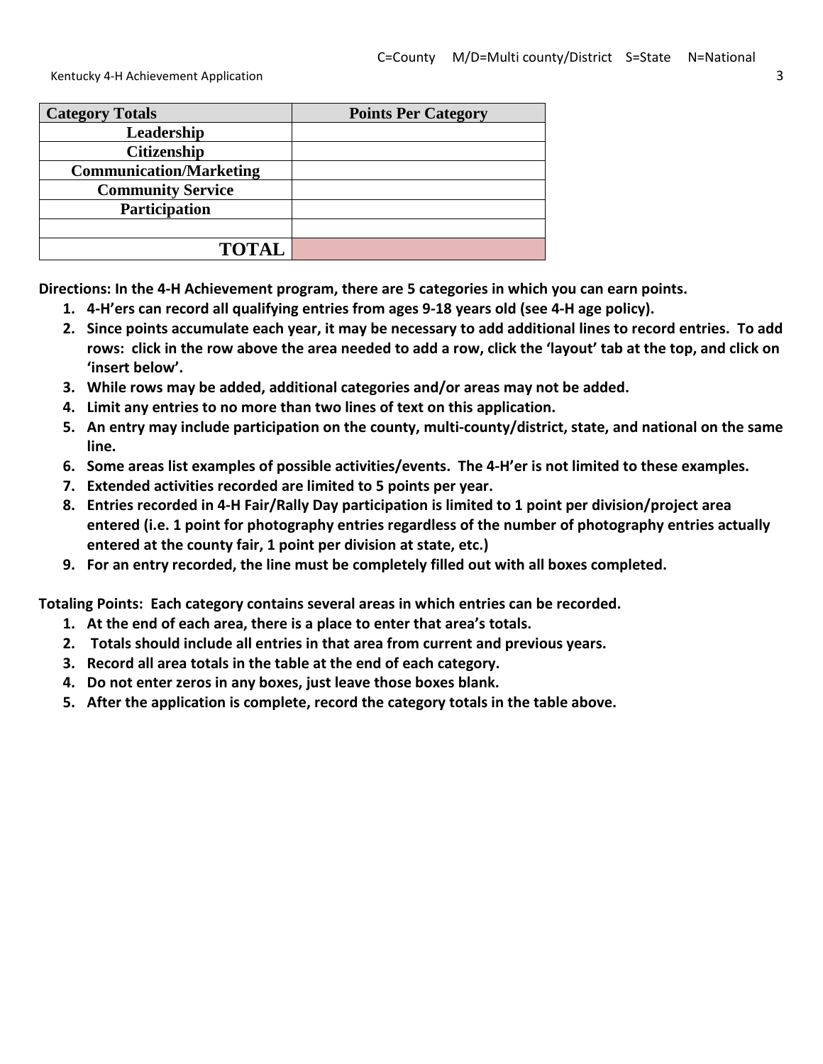C=County  M/D=Multi county/District  S=State  N=National

| Category Totals | Points Per Category |
|---|---|
| Leadership | |
| Citizenship | |
| Communication/Marketing | |
| Community Service | |
| Participation | |
| | |
| TOTAL | |

**Directions: In the 4-H Achievement program, there are 5 categories in which you can earn points.**

1. **4-H'ers can record all qualifying entries from ages 9-18 years old (see 4-H age policy).**
2. **Since points accumulate each year, it may be necessary to add additional lines to record entries. To add rows: click in the row above the area needed to add a row, click the 'layout' tab at the top, and click on 'insert below'.**
3. **While rows may be added, additional categories and/or areas may not be added.**
4. **Limit any entries to no more than two lines of text on this application.**
5. **An entry may include participation on the county, multi-county/district, state, and national on the same line.**
6. **Some areas list examples of possible activities/events. The 4-H'er is not limited to these examples.**
7. **Extended activities recorded are limited to 5 points per year.**
8. **Entries recorded in 4-H Fair/Rally Day participation is limited to 1 point per division/project area entered (i.e. 1 point for photography entries regardless of the number of photography entries actually entered at the county fair, 1 point per division at state, etc.)**
9. **For an entry recorded, the line must be completely filled out with all boxes completed.**

**Totaling Points: Each category contains several areas in which entries can be recorded.**

1. **At the end of each area, there is a place to enter that area's totals.**
2. **Totals should include all entries in that area from current and previous years.**
3. **Record all area totals in the table at the end of each category.**
4. **Do not enter zeros in any boxes, just leave those boxes blank.**
5. **After the application is complete, record the category totals in the table above.**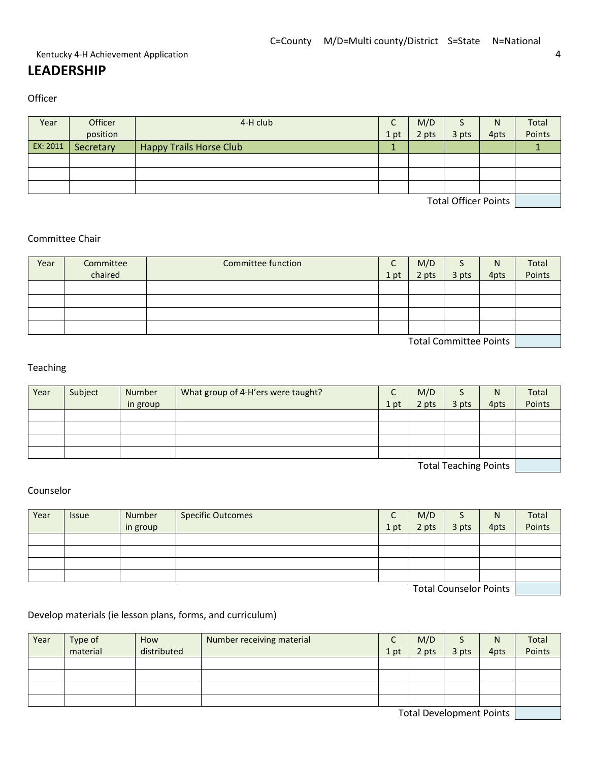C=County M/D=Multi county/District S=State N=National

## LEADERSHIP

Officer

| Year | Officer position | 4-H club | C 1 pt | M/D 2 pts | S 3 pts | N 4pts | Total Points |
|---|---|---|---|---|---|---|---|
| EX: 2011 | Secretary | Happy Trails Horse Club | 1 | | | | 1 |
| | | | | | | | |
| | | | | | | | |
| | | | | | | | |
| | | | | | | Total Officer Points | |

Committee Chair

| Year | Committee chaired | Committee function | C 1 pt | M/D 2 pts | S 3 pts | N 4pts | Total Points |
|---|---|---|---|---|---|---|---|
| | | | | | | | |
| | | | | | | | |
| | | | | | | | |
| | | | | | | | |
| | | | | | | Total Committee Points | |

Teaching

| Year | Subject | Number in group | What group of 4-H'ers were taught? | C 1 pt | M/D 2 pts | S 3 pts | N 4pts | Total Points |
|---|---|---|---|---|---|---|---|---|
| | | | | | | | | |
| | | | | | | | | |
| | | | | | | | | |
| | | | | | | | | |
| | | | | | | | Total Teaching Points | |

Counselor

| Year | Issue | Number in group | Specific Outcomes | C 1 pt | M/D 2 pts | S 3 pts | N 4pts | Total Points |
|---|---|---|---|---|---|---|---|---|
| | | | | | | | | |
| | | | | | | | | |
| | | | | | | | | |
| | | | | | | | | |
| | | | | | | | Total Counselor Points | |

Develop materials (ie lesson plans, forms, and curriculum)

| Year | Type of material | How distributed | Number receiving material | C 1 pt | M/D 2 pts | S 3 pts | N 4pts | Total Points |
|---|---|---|---|---|---|---|---|---|
| | | | | | | | | |
| | | | | | | | | |
| | | | | | | | | |
| | | | | | | | | |
| | | | | | | | Total Development Points | |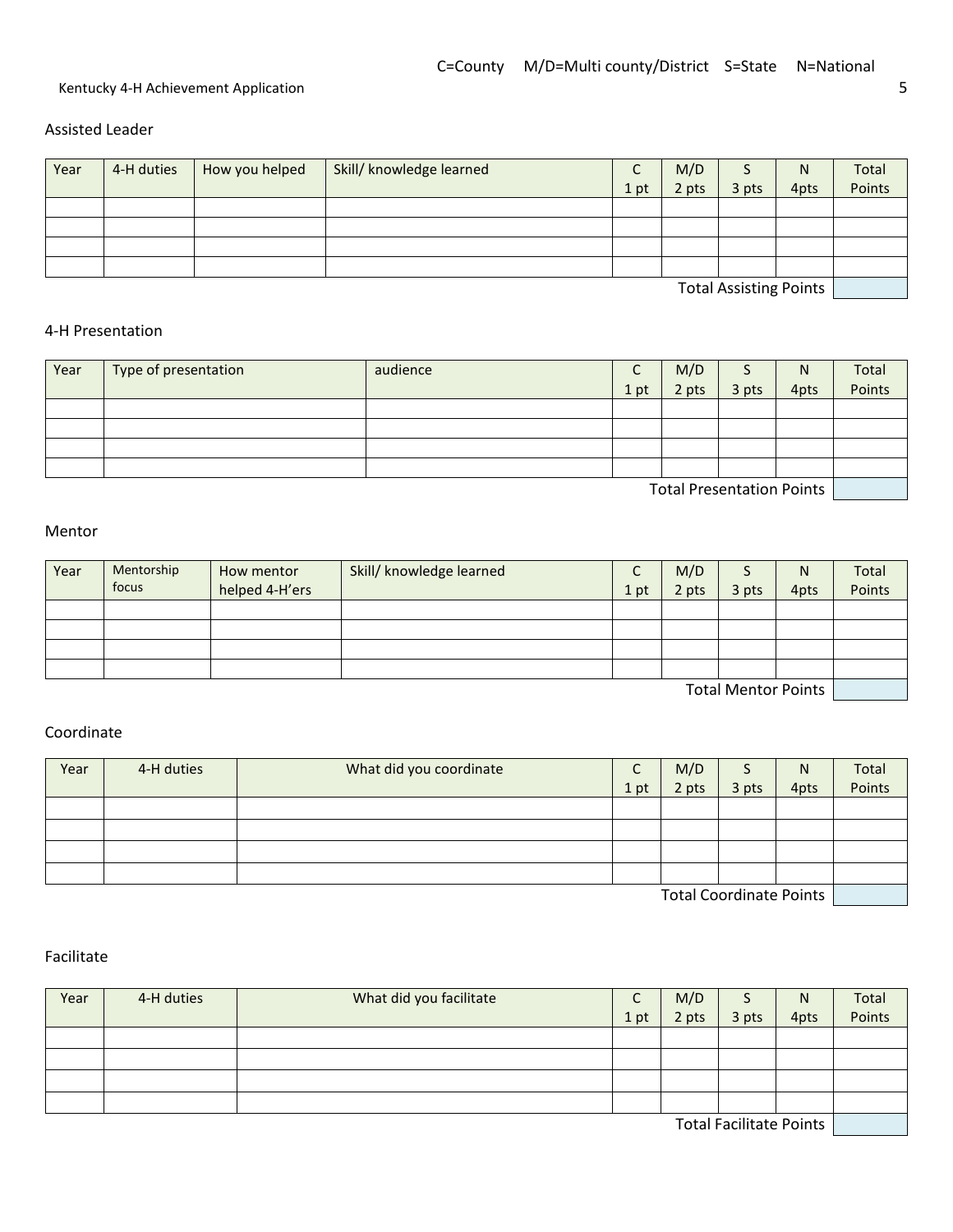C=County M/D=Multi county/District S=State N=National

Assisted Leader

| Year | 4-H duties | How you helped | Skill/ knowledge learned | C 1 pt | M/D 2 pts | S 3 pts | N 4pts | Total Points |
|---|---|---|---|---|---|---|---|---|
| | | | | | | | | |
| | | | | | | | | |
| | | | | | | | | |
| | | | | | | | | |
| | | | | | | | Total Assisting Points | |

4-H Presentation

| Year | Type of presentation | audience | C 1 pt | M/D 2 pts | S 3 pts | N 4pts | Total Points |
|---|---|---|---|---|---|---|---|
| | | | | | | | |
| | | | | | | | |
| | | | | | | | |
| | | | | | | | |
| | | | | | | Total Presentation Points | |

Mentor

| Year | Mentorship focus | How mentor helped 4-H'ers | Skill/ knowledge learned | C 1 pt | M/D 2 pts | S 3 pts | N 4pts | Total Points |
|---|---|---|---|---|---|---|---|---|
| | | | | | | | | |
| | | | | | | | | |
| | | | | | | | | |
| | | | | | | | | |
| | | | | | | | Total Mentor Points | |

Coordinate

| Year | 4-H duties | What did you coordinate | C 1 pt | M/D 2 pts | S 3 pts | N 4pts | Total Points |
|---|---|---|---|---|---|---|---|
| | | | | | | | |
| | | | | | | | |
| | | | | | | | |
| | | | | | | | |
| | | | | | | Total Coordinate Points | |

Facilitate

| Year | 4-H duties | What did you facilitate | C 1 pt | M/D 2 pts | S 3 pts | N 4pts | Total Points |
|---|---|---|---|---|---|---|---|
| | | | | | | | |
| | | | | | | | |
| | | | | | | | |
| | | | | | | | |
| | | | | | | Total Facilitate Points | |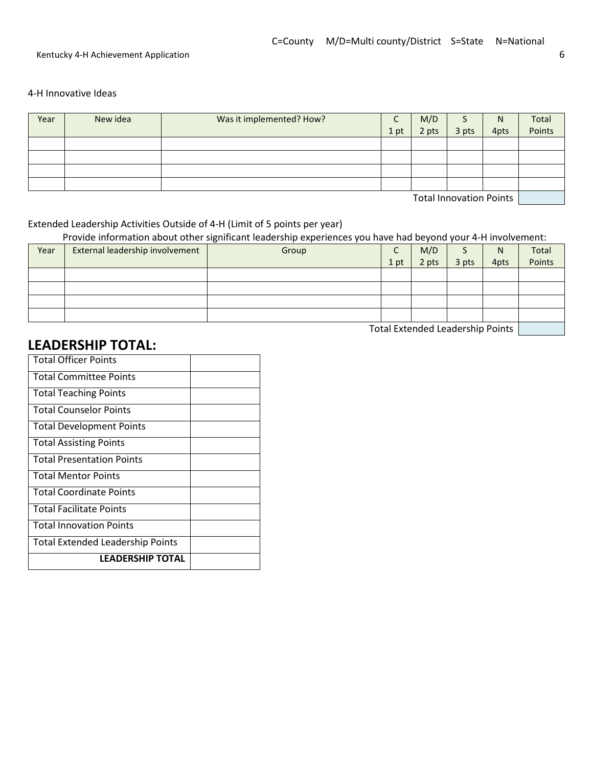C=County M/D=Multi county/District S=State N=National

4-H Innovative Ideas

| Year | New idea | Was it implemented? How? | C 1 pt | M/D 2 pts | S 3 pts | N 4pts | Total Points |
|---|---|---|---|---|---|---|---|
| | | | | | | | |
| | | | | | | | |
| | | | | | | | |
| | | | | | | | |
| | | | | | | Total Innovation Points | |

Extended Leadership Activities Outside of 4-H (Limit of 5 points per year)

Provide information about other significant leadership experiences you have had beyond your 4-H involvement:

| Year | External leadership involvement | Group | C 1 pt | M/D 2 pts | S 3 pts | N 4pts | Total Points |
|---|---|---|---|---|---|---|---|
| | | | | | | | |
| | | | | | | | |
| | | | | | | | |
| | | | | | | | |
| | | | | | | Total Extended Leadership Points | |

## LEADERSHIP TOTAL:

| | |
|---|---|
| Total Officer Points | |
| Total Committee Points | |
| Total Teaching Points | |
| Total Counselor Points | |
| Total Development Points | |
| Total Assisting Points | |
| Total Presentation Points | |
| Total Mentor Points | |
| Total Coordinate Points | |
| Total Facilitate Points | |
| Total Innovation Points | |
| Total Extended Leadership Points | |
| **LEADERSHIP TOTAL** | |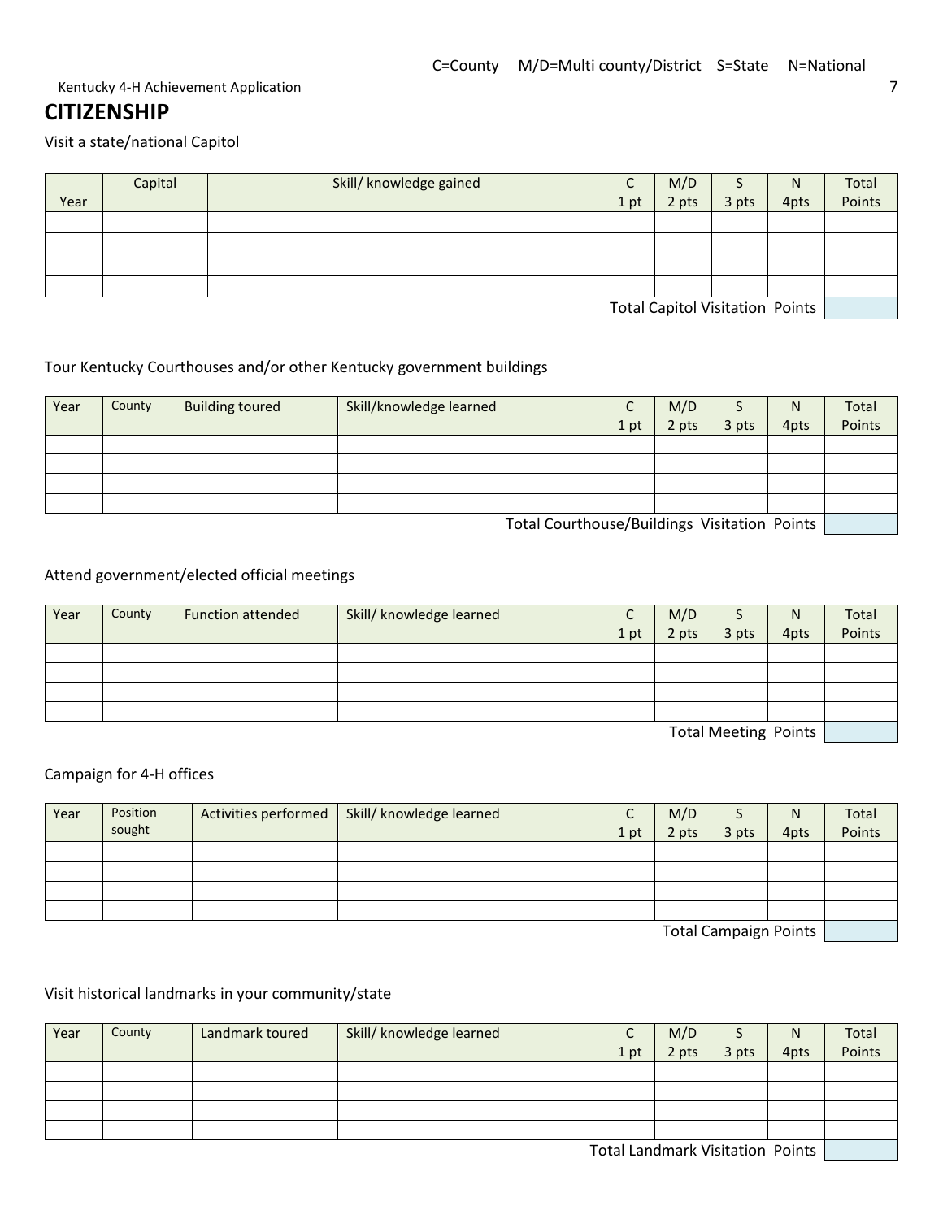C=County M/D=Multi county/District S=State N=National

## CITIZENSHIP

Visit a state/national Capitol

| Year | Capital | Skill/ knowledge gained | C 1 pt | M/D 2 pts | S 3 pts | N 4pts | Total Points |
|---|---|---|---|---|---|---|---|
| | | | | | | | |
| | | | | | | | |
| | | | | | | | |
| | | | | | | | |
| | | | | | | Total Capitol Visitation Points | |

Tour Kentucky Courthouses and/or other Kentucky government buildings

| Year | County | Building toured | Skill/knowledge learned | C 1 pt | M/D 2 pts | S 3 pts | N 4pts | Total Points |
|---|---|---|---|---|---|---|---|---|
| | | | | | | | | |
| | | | | | | | | |
| | | | | | | | | |
| | | | | | | | | |
| | | | | | | | Total Courthouse/Buildings Visitation Points | |

Attend government/elected official meetings

| Year | County | Function attended | Skill/ knowledge learned | C 1 pt | M/D 2 pts | S 3 pts | N 4pts | Total Points |
|---|---|---|---|---|---|---|---|---|
| | | | | | | | | |
| | | | | | | | | |
| | | | | | | | | |
| | | | | | | | | |
| | | | | | | | Total Meeting Points | |

Campaign for 4-H offices

| Year | Position sought | Activities performed | Skill/ knowledge learned | C 1 pt | M/D 2 pts | S 3 pts | N 4pts | Total Points |
|---|---|---|---|---|---|---|---|---|
| | | | | | | | | |
| | | | | | | | | |
| | | | | | | | | |
| | | | | | | | | |
| | | | | | | | Total Campaign Points | |

Visit historical landmarks in your community/state

| Year | County | Landmark toured | Skill/ knowledge learned | C 1 pt | M/D 2 pts | S 3 pts | N 4pts | Total Points |
|---|---|---|---|---|---|---|---|---|
| | | | | | | | | |
| | | | | | | | | |
| | | | | | | | | |
| | | | | | | | | |
| | | | | | | | Total Landmark Visitation Points | |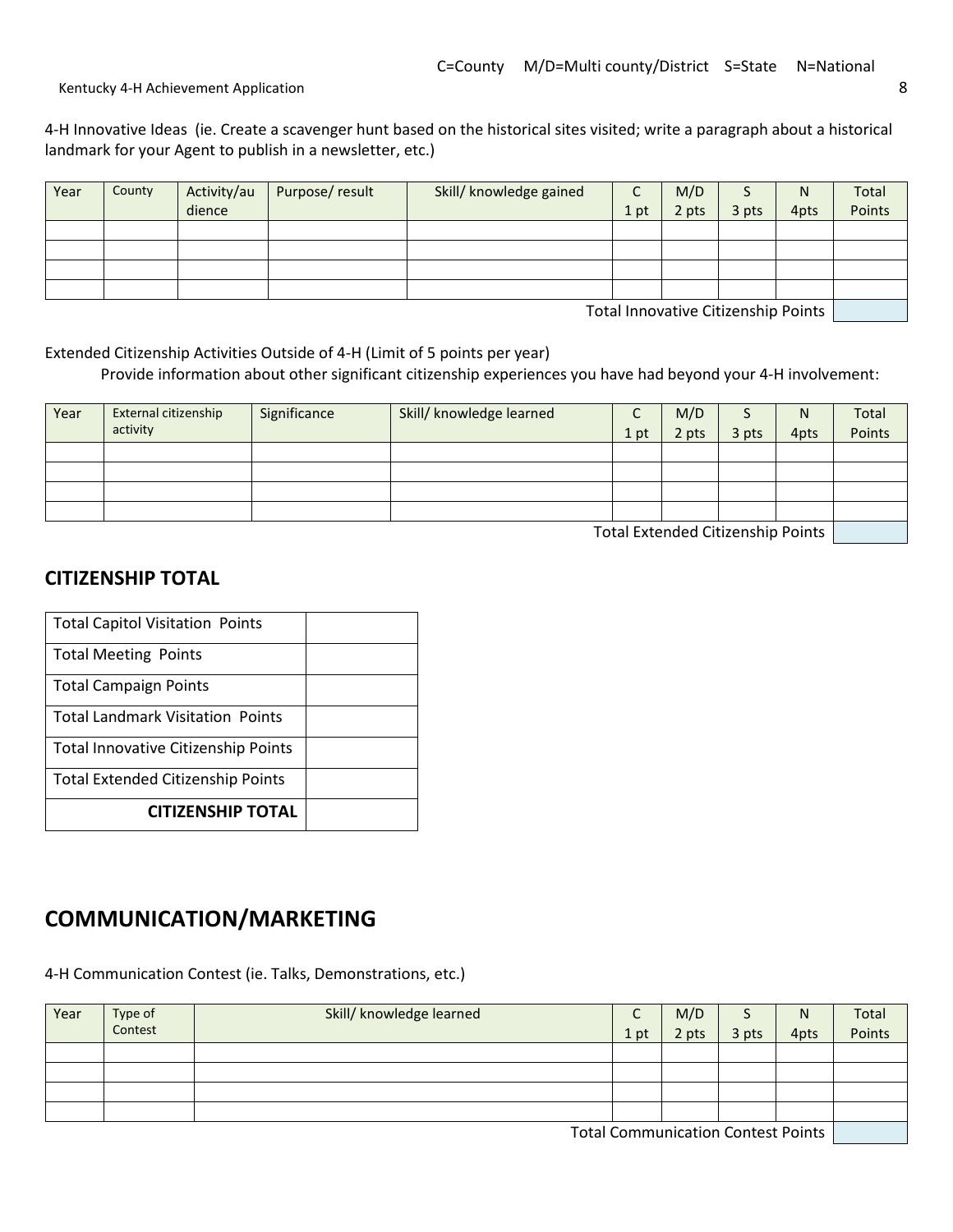C=County M/D=Multi county/District S=State N=National

4-H Innovative Ideas (ie. Create a scavenger hunt based on the historical sites visited; write a paragraph about a historical landmark for your Agent to publish in a newsletter, etc.)

| Year | County | Activity/audience | Purpose/ result | Skill/ knowledge gained | C 1 pt | M/D 2 pts | S 3 pts | N 4pts | Total Points |
|---|---|---|---|---|---|---|---|---|---|
| | | | | | | | | | |
| | | | | | | | | | |
| | | | | | | | | | |
| | | | | | | | | | |
| | | | | | | | | Total Innovative Citizenship Points | |

Extended Citizenship Activities Outside of 4-H (Limit of 5 points per year)

Provide information about other significant citizenship experiences you have had beyond your 4-H involvement:

| Year | External citizenship activity | Significance | Skill/ knowledge learned | C 1 pt | M/D 2 pts | S 3 pts | N 4pts | Total Points |
|---|---|---|---|---|---|---|---|---|
| | | | | | | | | |
| | | | | | | | | |
| | | | | | | | | |
| | | | | | | | | |
| | | | | | | | Total Extended Citizenship Points | |

## CITIZENSHIP TOTAL

| | |
|---|---|
| Total Capitol Visitation Points | |
| Total Meeting Points | |
| Total Campaign Points | |
| Total Landmark Visitation Points | |
| Total Innovative Citizenship Points | |
| Total Extended Citizenship Points | |
| **CITIZENSHIP TOTAL** | |

# COMMUNICATION/MARKETING

4-H Communication Contest (ie. Talks, Demonstrations, etc.)

| Year | Type of Contest | Skill/ knowledge learned | C 1 pt | M/D 2 pts | S 3 pts | N 4pts | Total Points |
|---|---|---|---|---|---|---|---|
| | | | | | | | |
| | | | | | | | |
| | | | | | | | |
| | | | | | | | |
| | | | | | | Total Communication Contest Points | |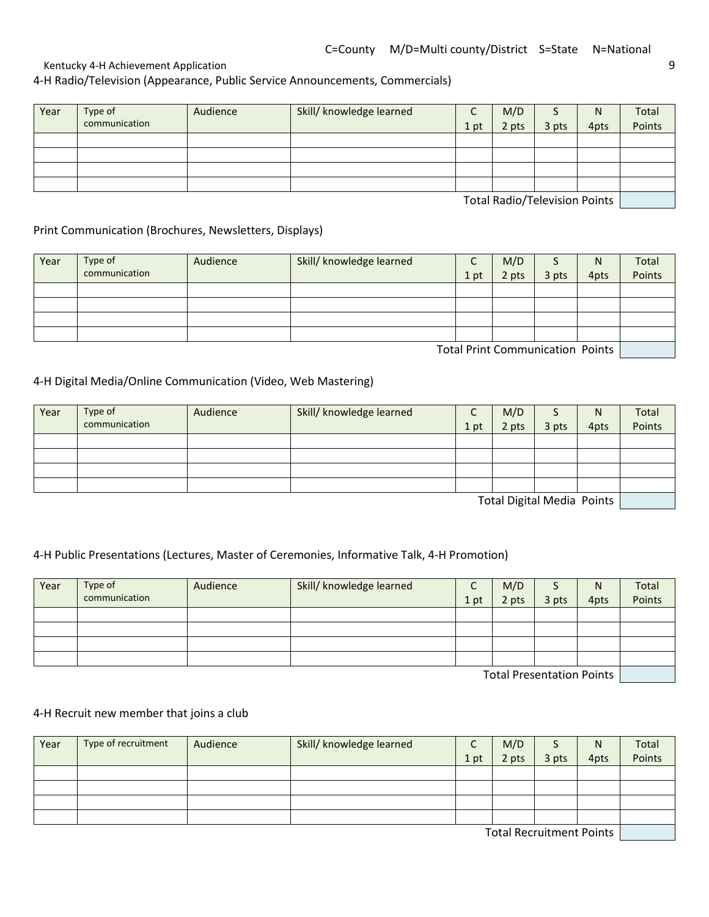C=County M/D=Multi county/District S=State N=National

4-H Radio/Television (Appearance, Public Service Announcements, Commercials)

| Year | Type of communication | Audience | Skill/ knowledge learned | C 1 pt | M/D 2 pts | S 3 pts | N 4pts | Total Points |
|---|---|---|---|---|---|---|---|---|
| | | | | | | | | |
| | | | | | | | | |
| | | | | | | | | |
| | | | | | | | | |
| | | | | | | | Total Radio/Television Points | |

Print Communication (Brochures, Newsletters, Displays)

| Year | Type of communication | Audience | Skill/ knowledge learned | C 1 pt | M/D 2 pts | S 3 pts | N 4pts | Total Points |
|---|---|---|---|---|---|---|---|---|
| | | | | | | | | |
| | | | | | | | | |
| | | | | | | | | |
| | | | | | | | | |
| | | | | | | | Total Print Communication Points | |

4-H Digital Media/Online Communication (Video, Web Mastering)

| Year | Type of communication | Audience | Skill/ knowledge learned | C 1 pt | M/D 2 pts | S 3 pts | N 4pts | Total Points |
|---|---|---|---|---|---|---|---|---|
| | | | | | | | | |
| | | | | | | | | |
| | | | | | | | | |
| | | | | | | | | |
| | | | | | | | Total Digital Media Points | |

4-H Public Presentations (Lectures, Master of Ceremonies, Informative Talk, 4-H Promotion)

| Year | Type of communication | Audience | Skill/ knowledge learned | C 1 pt | M/D 2 pts | S 3 pts | N 4pts | Total Points |
|---|---|---|---|---|---|---|---|---|
| | | | | | | | | |
| | | | | | | | | |
| | | | | | | | | |
| | | | | | | | | |
| | | | | | | | Total Presentation Points | |

4-H Recruit new member that joins a club

| Year | Type of recruitment | Audience | Skill/ knowledge learned | C 1 pt | M/D 2 pts | S 3 pts | N 4pts | Total Points |
|---|---|---|---|---|---|---|---|---|
| | | | | | | | | |
| | | | | | | | | |
| | | | | | | | | |
| | | | | | | | | |
| | | | | | | | Total Recruitment Points | |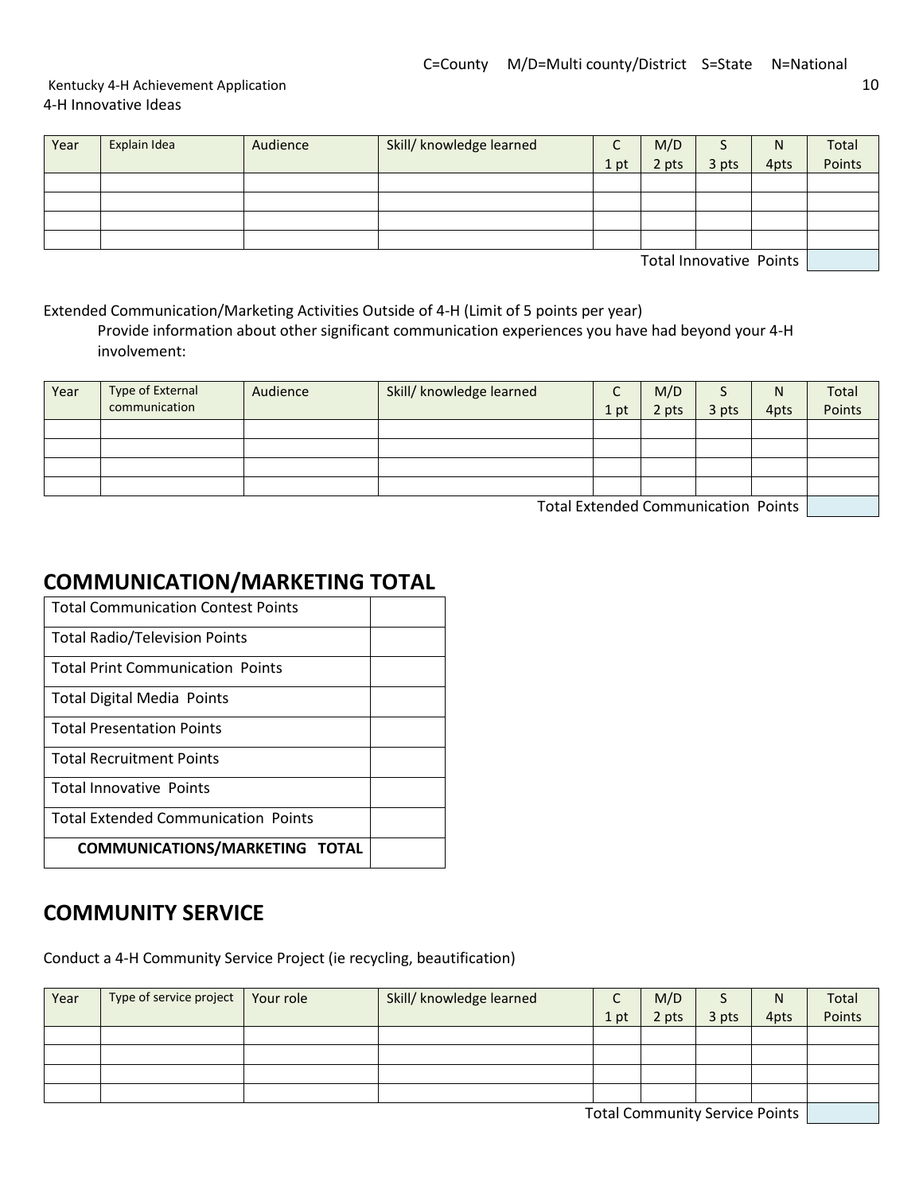C=County M/D=Multi county/District S=State N=National

4-H Innovative Ideas

| Year | Explain Idea | Audience | Skill/ knowledge learned | C 1 pt | M/D 2 pts | S 3 pts | N 4pts | Total Points |
|---|---|---|---|---|---|---|---|---|
| | | | | | | | | |
| | | | | | | | | |
| | | | | | | | | |
| | | | | | | | | |
| | | | | | | | Total Innovative Points | |

Extended Communication/Marketing Activities Outside of 4-H (Limit of 5 points per year)

Provide information about other significant communication experiences you have had beyond your 4-H involvement:

| Year | Type of External communication | Audience | Skill/ knowledge learned | C 1 pt | M/D 2 pts | S 3 pts | N 4pts | Total Points |
|---|---|---|---|---|---|---|---|---|
| | | | | | | | | |
| | | | | | | | | |
| | | | | | | | | |
| | | | | | | | | |
| | | | | | | | Total Extended Communication Points | |

## COMMUNICATION/MARKETING TOTAL

| | |
|---|---|
| Total Communication Contest Points | |
| Total Radio/Television Points | |
| Total Print Communication Points | |
| Total Digital Media Points | |
| Total Presentation Points | |
| Total Recruitment Points | |
| Total Innovative Points | |
| Total Extended Communication Points | |
| **COMMUNICATIONS/MARKETING TOTAL** | |

## COMMUNITY SERVICE

Conduct a 4-H Community Service Project (ie recycling, beautification)

| Year | Type of service project | Your role | Skill/ knowledge learned | C 1 pt | M/D 2 pts | S 3 pts | N 4pts | Total Points |
|---|---|---|---|---|---|---|---|---|
| | | | | | | | | |
| | | | | | | | | |
| | | | | | | | | |
| | | | | | | | | |
| | | | | | | | Total Community Service Points | |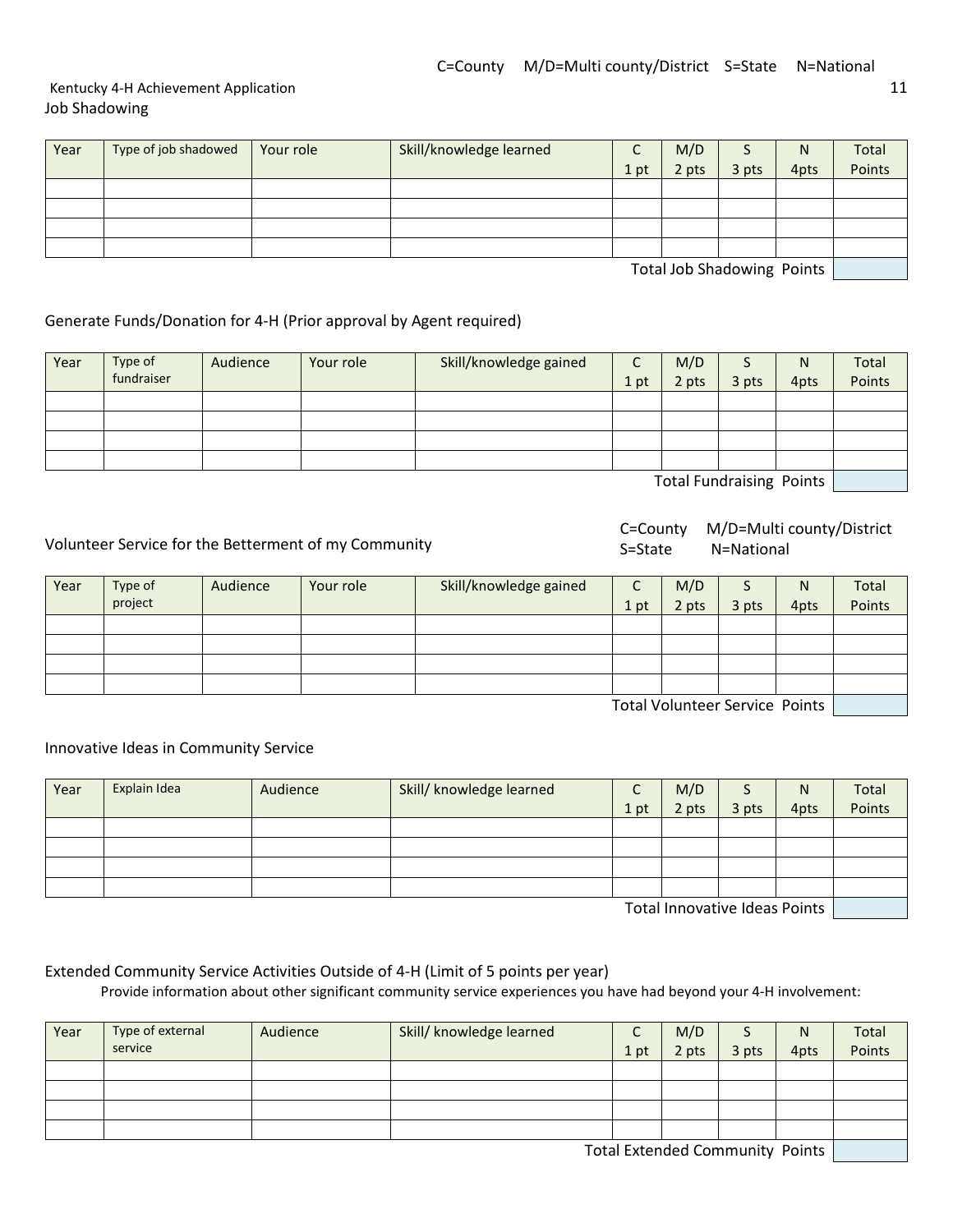C=County M/D=Multi county/District S=State N=National

## Job Shadowing

| Year | Type of job shadowed | Your role | Skill/knowledge learned | C 1 pt | M/D 2 pts | S 3 pts | N 4pts | Total Points |
|---|---|---|---|---|---|---|---|---|
| | | | | | | | | |
| | | | | | | | | |
| | | | | | | | | |
| | | | | | | | | |
| | | | | | | | Total Job Shadowing Points | |

## Generate Funds/Donation for 4-H (Prior approval by Agent required)

| Year | Type of fundraiser | Audience | Your role | Skill/knowledge gained | C 1 pt | M/D 2 pts | S 3 pts | N 4pts | Total Points |
|---|---|---|---|---|---|---|---|---|---|
| | | | | | | | | | |
| | | | | | | | | | |
| | | | | | | | | | |
| | | | | | | | | | |
| | | | | | | | | Total Fundraising Points | |

## Volunteer Service for the Betterment of my Community

C=County M/D=Multi county/District S=State N=National

| Year | Type of project | Audience | Your role | Skill/knowledge gained | C 1 pt | M/D 2 pts | S 3 pts | N 4pts | Total Points |
|---|---|---|---|---|---|---|---|---|---|
| | | | | | | | | | |
| | | | | | | | | | |
| | | | | | | | | | |
| | | | | | | | | | |
| | | | | | | | | Total Volunteer Service Points | |

## Innovative Ideas in Community Service

| Year | Explain Idea | Audience | Skill/ knowledge learned | C 1 pt | M/D 2 pts | S 3 pts | N 4pts | Total Points |
|---|---|---|---|---|---|---|---|---|
| | | | | | | | | |
| | | | | | | | | |
| | | | | | | | | |
| | | | | | | | | |
| | | | | | | | Total Innovative Ideas Points | |

## Extended Community Service Activities Outside of 4-H (Limit of 5 points per year)

Provide information about other significant community service experiences you have had beyond your 4-H involvement:

| Year | Type of external service | Audience | Skill/ knowledge learned | C 1 pt | M/D 2 pts | S 3 pts | N 4pts | Total Points |
|---|---|---|---|---|---|---|---|---|
| | | | | | | | | |
| | | | | | | | | |
| | | | | | | | | |
| | | | | | | | | |
| | | | | | | | Total Extended Community Points | |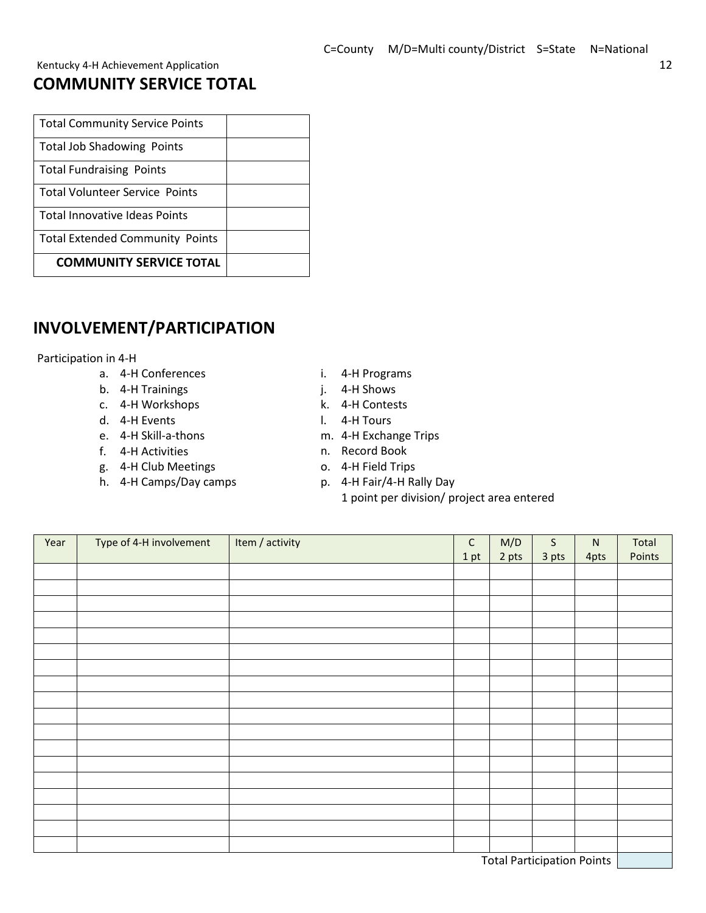C=County M/D=Multi county/District S=State N=National

## COMMUNITY SERVICE TOTAL

| | |
|---|---|
| Total Community Service Points | |
| Total Job Shadowing Points | |
| Total Fundraising Points | |
| Total Volunteer Service Points | |
| Total Innovative Ideas Points | |
| Total Extended Community Points | |
| **COMMUNITY SERVICE TOTAL** | |

## INVOLVEMENT/PARTICIPATION

Participation in 4-H

a. 4-H Conferences
b. 4-H Trainings
c. 4-H Workshops
d. 4-H Events
e. 4-H Skill-a-thons
f. 4-H Activities
g. 4-H Club Meetings
h. 4-H Camps/Day camps
i. 4-H Programs
j. 4-H Shows
k. 4-H Contests
l. 4-H Tours
m. 4-H Exchange Trips
n. Record Book
o. 4-H Field Trips
p. 4-H Fair/4-H Rally Day
   1 point per division/ project area entered

| Year | Type of 4-H involvement | Item / activity | C 1 pt | M/D 2 pts | S 3 pts | N 4pts | Total Points |
|---|---|---|---|---|---|---|---|
| | | | | | | | |
| | | | | | | | |
| | | | | | | | |
| | | | | | | | |
| | | | | | | | |
| | | | | | | | |
| | | | | | | | |
| | | | | | | | |
| | | | | | | | |
| | | | | | | | |
| | | | | | | | |
| | | | | | | | |
| | | | | | | | |
| | | | | | | | |
| | | | | | | | |
| | | | | | | | |
| | | | | | | | |
| | | | | | | | |
| | | | | | | Total Participation Points | |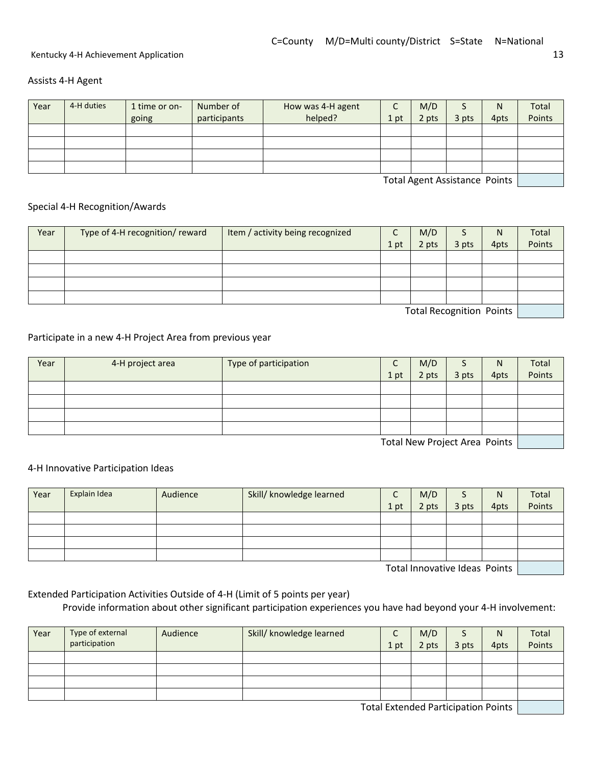C=County M/D=Multi county/District S=State N=National

## Assists 4-H Agent

| Year | 4-H duties | 1 time or on-going | Number of participants | How was 4-H agent helped? | C 1 pt | M/D 2 pts | S 3 pts | N 4pts | Total Points |
|---|---|---|---|---|---|---|---|---|---|
| | | | | | | | | | |
| | | | | | | | | | |
| | | | | | | | | | |
| | | | | | | | | | |

Total Agent Assistance Points

## Special 4-H Recognition/Awards

| Year | Type of 4-H recognition/ reward | Item / activity being recognized | C 1 pt | M/D 2 pts | S 3 pts | N 4pts | Total Points |
|---|---|---|---|---|---|---|---|
| | | | | | | | |
| | | | | | | | |
| | | | | | | | |
| | | | | | | | |

Total Recognition Points

## Participate in a new 4-H Project Area from previous year

| Year | 4-H project area | Type of participation | C 1 pt | M/D 2 pts | S 3 pts | N 4pts | Total Points |
|---|---|---|---|---|---|---|---|
| | | | | | | | |
| | | | | | | | |
| | | | | | | | |
| | | | | | | | |

Total New Project Area Points

## 4-H Innovative Participation Ideas

| Year | Explain Idea | Audience | Skill/ knowledge learned | C 1 pt | M/D 2 pts | S 3 pts | N 4pts | Total Points |
|---|---|---|---|---|---|---|---|---|
| | | | | | | | | |
| | | | | | | | | |
| | | | | | | | | |
| | | | | | | | | |

Total Innovative Ideas Points

## Extended Participation Activities Outside of 4-H (Limit of 5 points per year)

Provide information about other significant participation experiences you have had beyond your 4-H involvement:

| Year | Type of external participation | Audience | Skill/ knowledge learned | C 1 pt | M/D 2 pts | S 3 pts | N 4pts | Total Points |
|---|---|---|---|---|---|---|---|---|
| | | | | | | | | |
| | | | | | | | | |
| | | | | | | | | |
| | | | | | | | | |

Total Extended Participation Points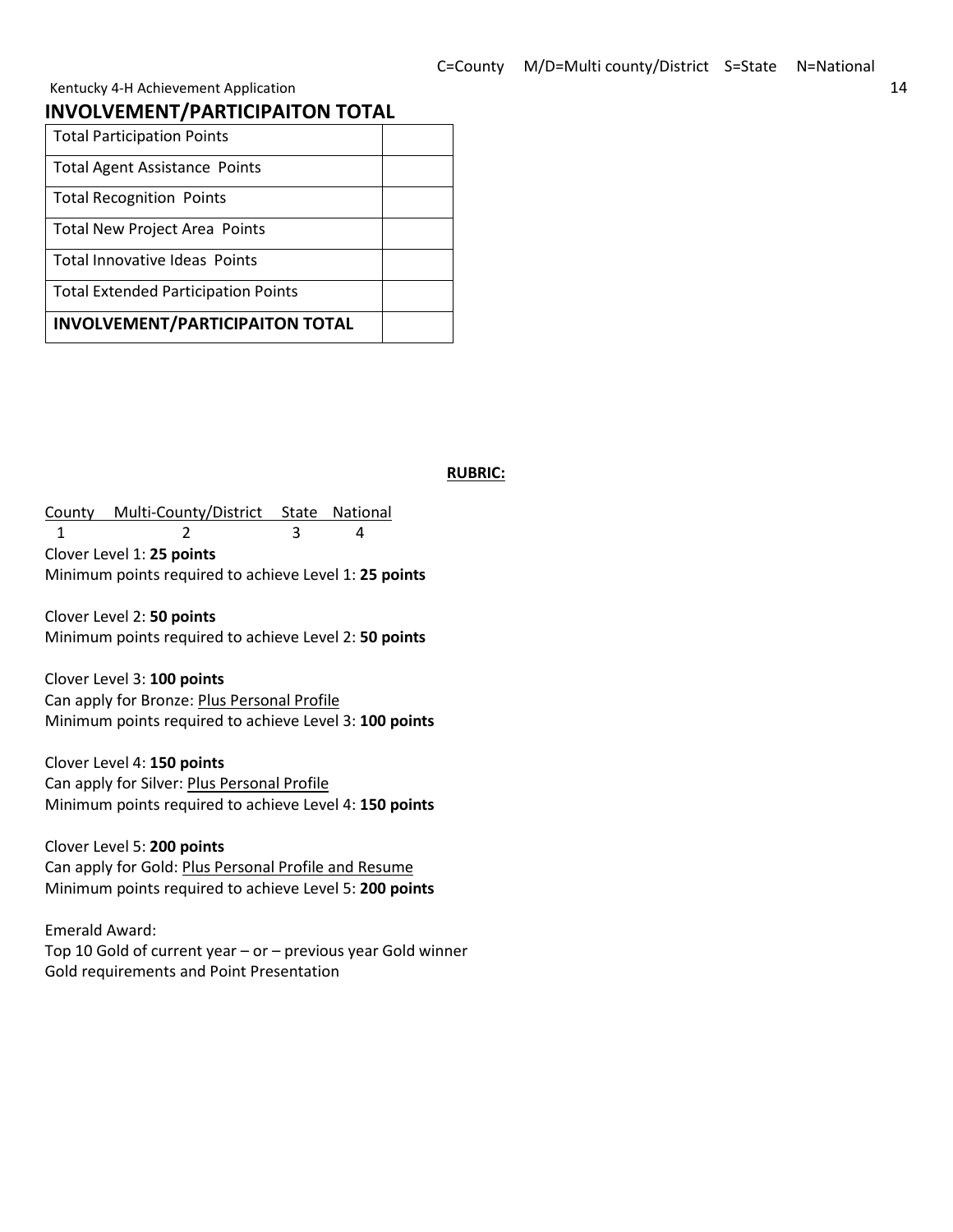C=County M/D=Multi county/District S=State N=National

## INVOLVEMENT/PARTICIPAITON TOTAL

| Total Participation Points | |
|---|---|
| Total Agent Assistance Points | |
| Total Recognition Points | |
| Total New Project Area Points | |
| Total Innovative Ideas Points | |
| Total Extended Participation Points | |
| **INVOLVEMENT/PARTICIPAITON TOTAL** | |

**RUBRIC:**

| County | Multi-County/District | State | National |
|---|---|---|---|
| 1 | 2 | 3 | 4 |

Clover Level 1: **25 points**
Minimum points required to achieve Level 1: **25 points**

Clover Level 2: **50 points**
Minimum points required to achieve Level 2: **50 points**

Clover Level 3: **100 points**
Can apply for Bronze: Plus Personal Profile
Minimum points required to achieve Level 3: **100 points**

Clover Level 4: **150 points**
Can apply for Silver: Plus Personal Profile
Minimum points required to achieve Level 4: **150 points**

Clover Level 5: **200 points**
Can apply for Gold: Plus Personal Profile and Resume
Minimum points required to achieve Level 5: **200 points**

Emerald Award:
Top 10 Gold of current year – or – previous year Gold winner
Gold requirements and Point Presentation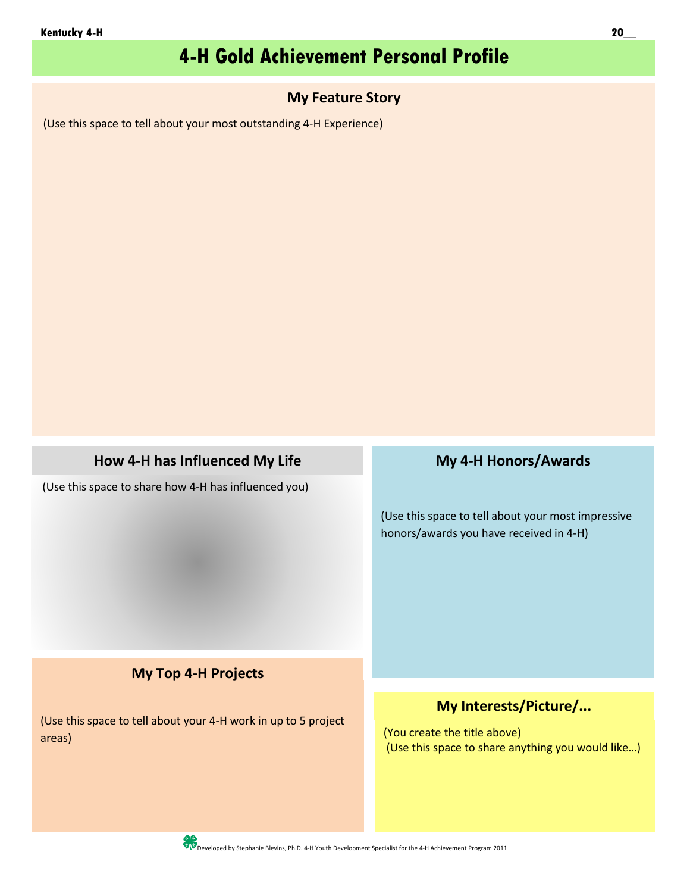Kentucky 4-H 20__

# 4-H Gold Achievement Personal Profile

## My Feature Story

(Use this space to tell about your most outstanding 4-H Experience)

## How 4-H has Influenced My Life

(Use this space to share how 4-H has influenced you)

## My 4-H Honors/Awards

(Use this space to tell about your most impressive honors/awards you have received in 4-H)

## My Top 4-H Projects

(Use this space to tell about your 4-H work in up to 5 project areas)

## My Interests/Picture/...

(You create the title above)
(Use this space to share anything you would like…)

Developed by Stephanie Blevins, Ph.D. 4-H Youth Development Specialist for the 4-H Achievement Program 2011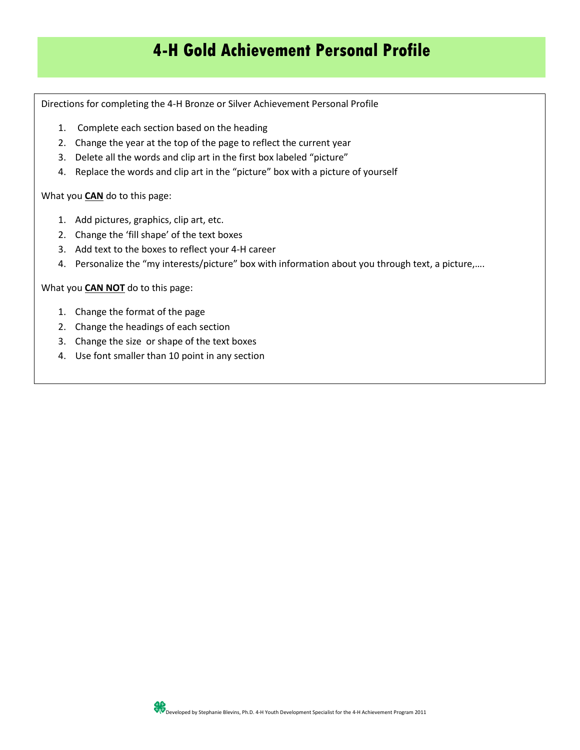# 4-H Gold Achievement Personal Profile

Directions for completing the 4-H Bronze or Silver Achievement Personal Profile

1. Complete each section based on the heading
2. Change the year at the top of the page to reflect the current year
3. Delete all the words and clip art in the first box labeled "picture"
4. Replace the words and clip art in the "picture" box with a picture of yourself

What you **<u>CAN</u>** do to this page:

1. Add pictures, graphics, clip art, etc.
2. Change the 'fill shape' of the text boxes
3. Add text to the boxes to reflect your 4-H career
4. Personalize the "my interests/picture" box with information about you through text, a picture,….

What you **<u>CAN NOT</u>** do to this page:

1. Change the format of the page
2. Change the headings of each section
3. Change the size or shape of the text boxes
4. Use font smaller than 10 point in any section

Developed by Stephanie Blevins, Ph.D. 4-H Youth Development Specialist for the 4-H Achievement Program 2011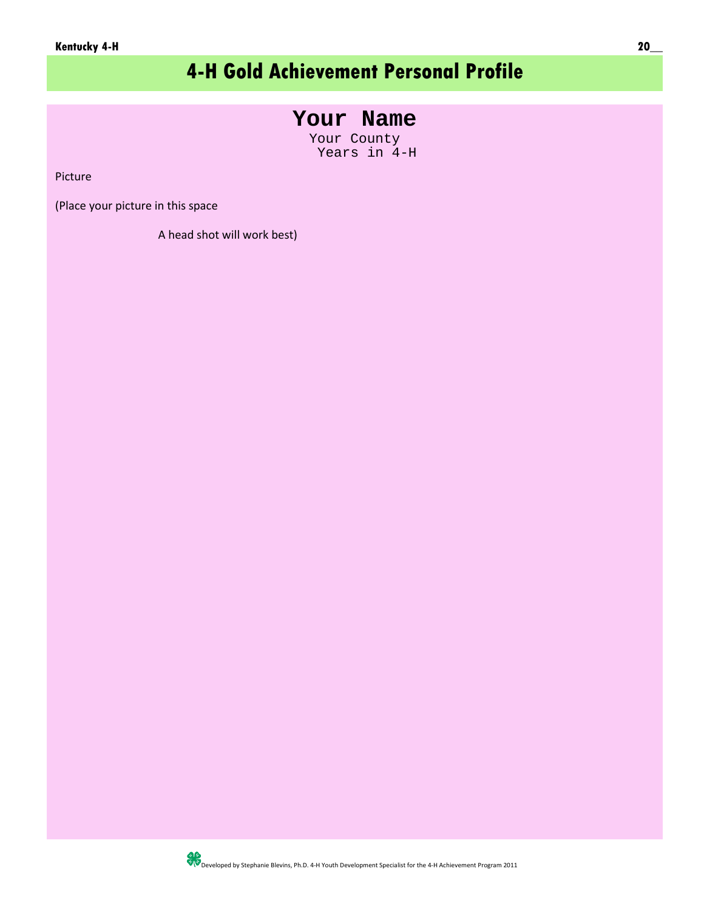# 4-H Gold Achievement Personal Profile

## Your Name

Your County

Years in 4-H

Picture

(Place your picture in this space

A head shot will work best)

Developed by Stephanie Blevins, Ph.D. 4-H Youth Development Specialist for the 4-H Achievement Program 2011